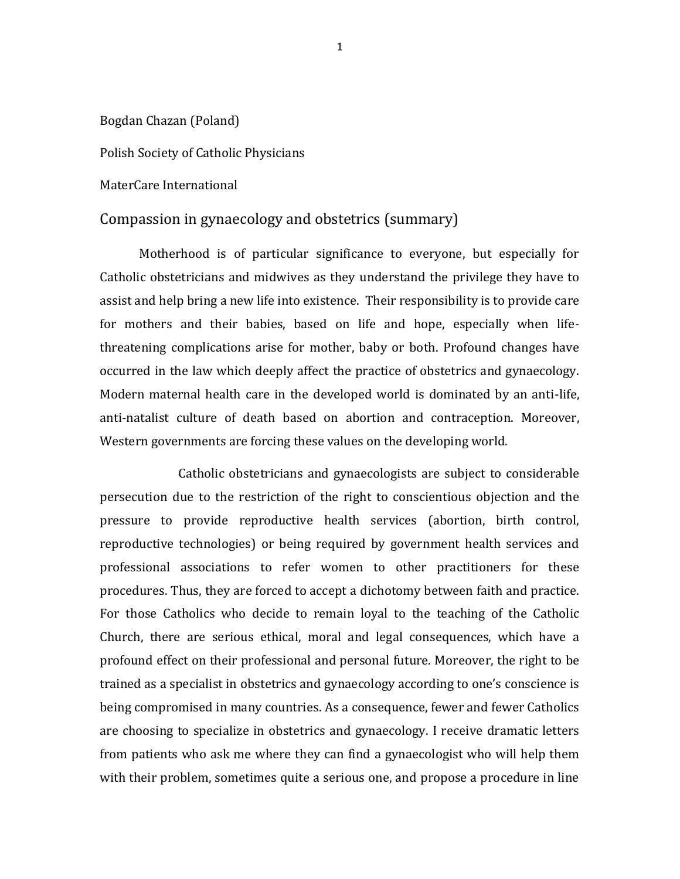Bogdan Chazan (Poland)

Polish Society of Catholic Physicians

MaterCare International

## Compassion in gynaecology and obstetrics (summary)

Motherhood is of particular significance to everyone, but especially for Catholic obstetricians and midwives as they understand the privilege they have to assist and help bring a new life into existence. Their responsibility is to provide care for mothers and their babies, based on life and hope, especially when life-threatening complications arise for mother, baby or both. Profound changes have occurred in the law which deeply affect the practice of obstetrics and gynaecology. Modern maternal health care in the developed world is dominated by an anti-life, anti-natalist culture of death based on abortion and contraception. Moreover, Western governments are forcing these values on the developing world.

Catholic obstetricians and gynaecologists are subject to considerable persecution due to the restriction of the right to conscientious objection and the pressure to provide reproductive health services (abortion, birth control, reproductive technologies) or being required by government health services and professional associations to refer women to other practitioners for these procedures. Thus, they are forced to accept a dichotomy between faith and practice. For those Catholics who decide to remain loyal to the teaching of the Catholic Church, there are serious ethical, moral and legal consequences, which have a profound effect on their professional and personal future. Moreover, the right to be trained as a specialist in obstetrics and gynaecology according to one's conscience is being compromised in many countries. As a consequence, fewer and fewer Catholics are choosing to specialize in obstetrics and gynaecology. I receive dramatic letters from patients who ask me where they can find a gynaecologist who will help them with their problem, sometimes quite a serious one, and propose a procedure in line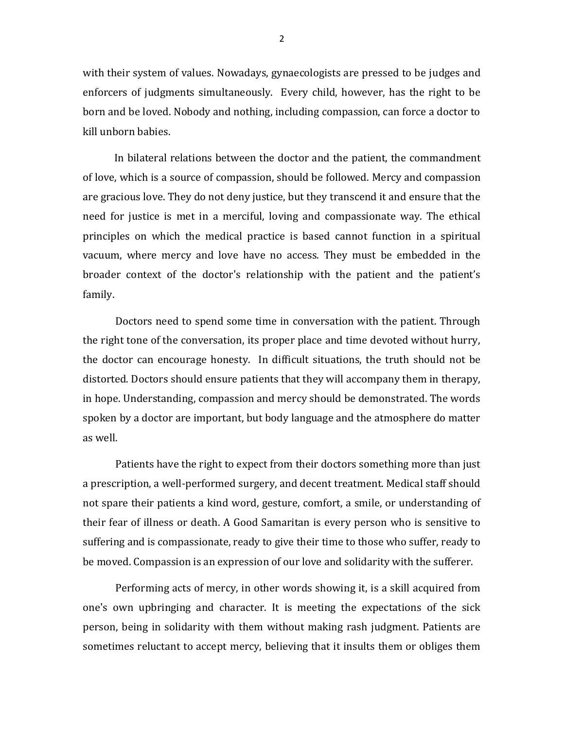with their system of values. Nowadays, gynaecologists are pressed to be judges and enforcers of judgments simultaneously. Every child, however, has the right to be born and be loved. Nobody and nothing, including compassion, can force a doctor to kill unborn babies.

In bilateral relations between the doctor and the patient, the commandment of love, which is a source of compassion, should be followed. Mercy and compassion are gracious love. They do not deny justice, but they transcend it and ensure that the need for justice is met in a merciful, loving and compassionate way. The ethical principles on which the medical practice is based cannot function in a spiritual vacuum, where mercy and love have no access. They must be embedded in the broader context of the doctor's relationship with the patient and the patient's family.

Doctors need to spend some time in conversation with the patient. Through the right tone of the conversation, its proper place and time devoted without hurry, the doctor can encourage honesty. In difficult situations, the truth should not be distorted. Doctors should ensure patients that they will accompany them in therapy, in hope. Understanding, compassion and mercy should be demonstrated. The words spoken by a doctor are important, but body language and the atmosphere do matter as well.

Patients have the right to expect from their doctors something more than just a prescription, a well-performed surgery, and decent treatment. Medical staff should not spare their patients a kind word, gesture, comfort, a smile, or understanding of their fear of illness or death. A Good Samaritan is every person who is sensitive to suffering and is compassionate, ready to give their time to those who suffer, ready to be moved. Compassion is an expression of our love and solidarity with the sufferer.

Performing acts of mercy, in other words showing it, is a skill acquired from one's own upbringing and character. It is meeting the expectations of the sick person, being in solidarity with them without making rash judgment. Patients are sometimes reluctant to accept mercy, believing that it insults them or obliges them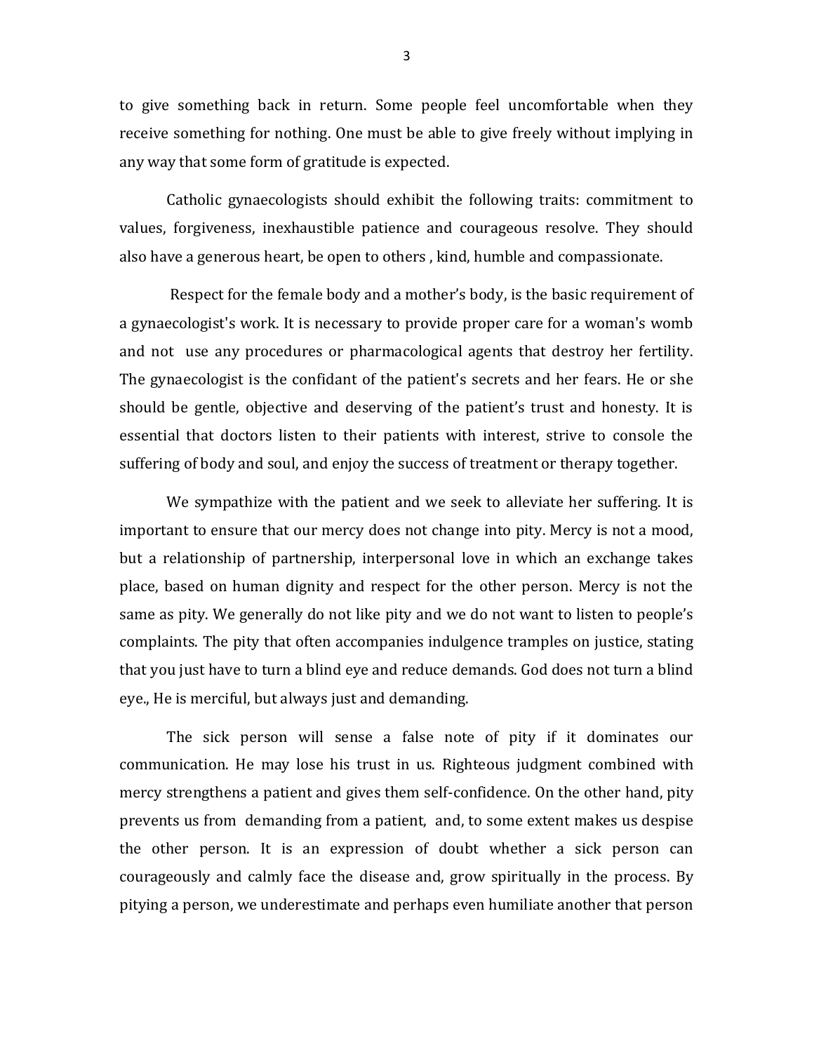to give something back in return. Some people feel uncomfortable when they receive something for nothing. One must be able to give freely without implying in any way that some form of gratitude is expected.

Catholic gynaecologists should exhibit the following traits: commitment to values, forgiveness, inexhaustible patience and courageous resolve. They should also have a generous heart, be open to others , kind, humble and compassionate.

Respect for the female body and a mother's body, is the basic requirement of a gynaecologist's work. It is necessary to provide proper care for a woman's womb and not use any procedures or pharmacological agents that destroy her fertility. The gynaecologist is the confidant of the patient's secrets and her fears. He or she should be gentle, objective and deserving of the patient's trust and honesty. It is essential that doctors listen to their patients with interest, strive to console the suffering of body and soul, and enjoy the success of treatment or therapy together.

We sympathize with the patient and we seek to alleviate her suffering. It is important to ensure that our mercy does not change into pity. Mercy is not a mood, but a relationship of partnership, interpersonal love in which an exchange takes place, based on human dignity and respect for the other person. Mercy is not the same as pity. We generally do not like pity and we do not want to listen to people's complaints. The pity that often accompanies indulgence tramples on justice, stating that you just have to turn a blind eye and reduce demands. God does not turn a blind eye., He is merciful, but always just and demanding.

The sick person will sense a false note of pity if it dominates our communication. He may lose his trust in us. Righteous judgment combined with mercy strengthens a patient and gives them self-confidence. On the other hand, pity prevents us from demanding from a patient, and, to some extent makes us despise the other person. It is an expression of doubt whether a sick person can courageously and calmly face the disease and, grow spiritually in the process. By pitying a person, we underestimate and perhaps even humiliate another that person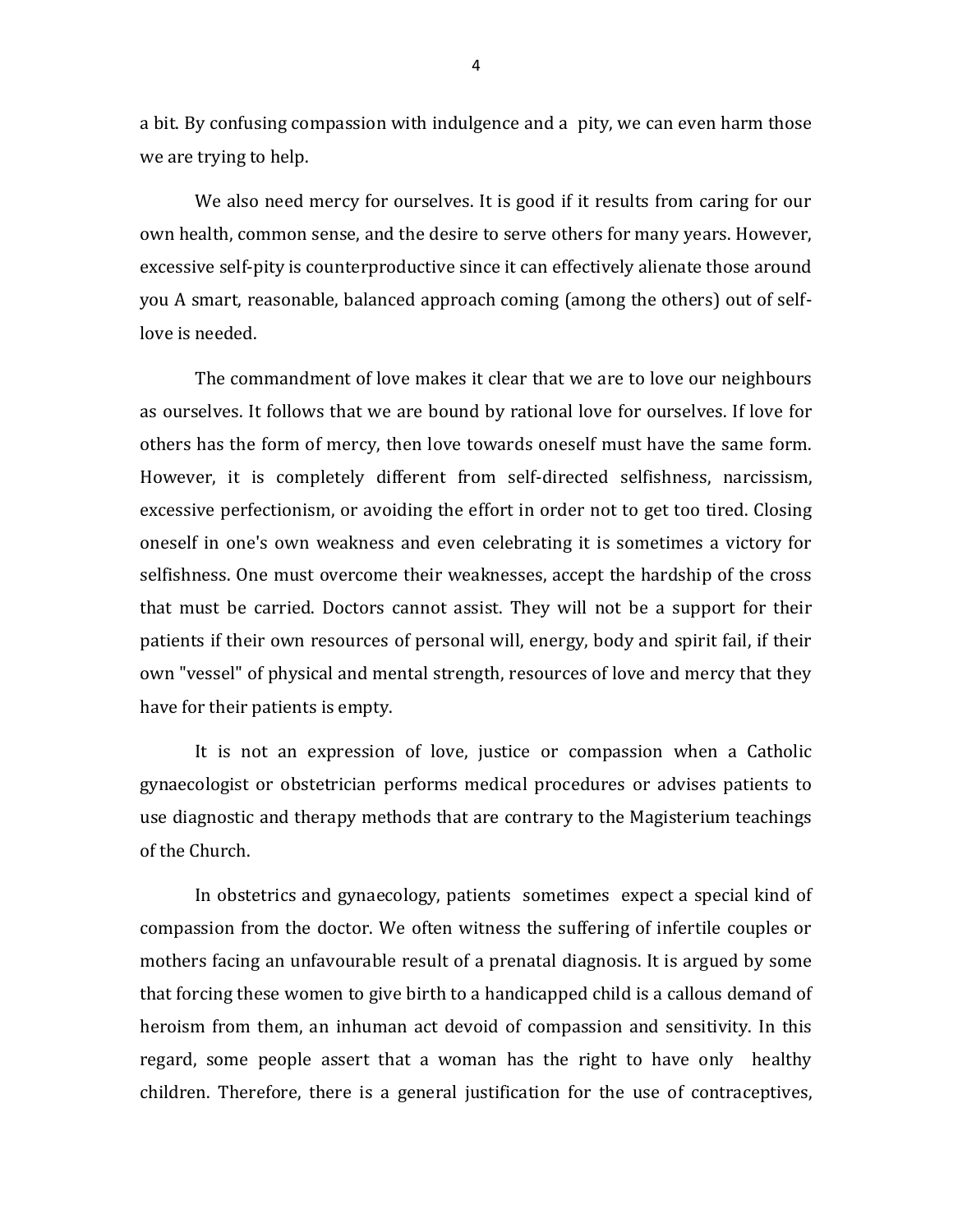a bit. By confusing compassion with indulgence and a pity, we can even harm those we are trying to help.

We also need mercy for ourselves. It is good if it results from caring for our own health, common sense, and the desire to serve others for many years. However, excessive self-pity is counterproductive since it can effectively alienate those around you A smart, reasonable, balanced approach coming (among the others) out of self-love is needed.

The commandment of love makes it clear that we are to love our neighbours as ourselves. It follows that we are bound by rational love for ourselves. If love for others has the form of mercy, then love towards oneself must have the same form. However, it is completely different from self-directed selfishness, narcissism, excessive perfectionism, or avoiding the effort in order not to get too tired. Closing oneself in one's own weakness and even celebrating it is sometimes a victory for selfishness. One must overcome their weaknesses, accept the hardship of the cross that must be carried. Doctors cannot assist. They will not be a support for their patients if their own resources of personal will, energy, body and spirit fail, if their own "vessel" of physical and mental strength, resources of love and mercy that they have for their patients is empty.

It is not an expression of love, justice or compassion when a Catholic gynaecologist or obstetrician performs medical procedures or advises patients to use diagnostic and therapy methods that are contrary to the Magisterium teachings of the Church.

In obstetrics and gynaecology, patients sometimes expect a special kind of compassion from the doctor. We often witness the suffering of infertile couples or mothers facing an unfavourable result of a prenatal diagnosis. It is argued by some that forcing these women to give birth to a handicapped child is a callous demand of heroism from them, an inhuman act devoid of compassion and sensitivity. In this regard, some people assert that a woman has the right to have only healthy children. Therefore, there is a general justification for the use of contraceptives,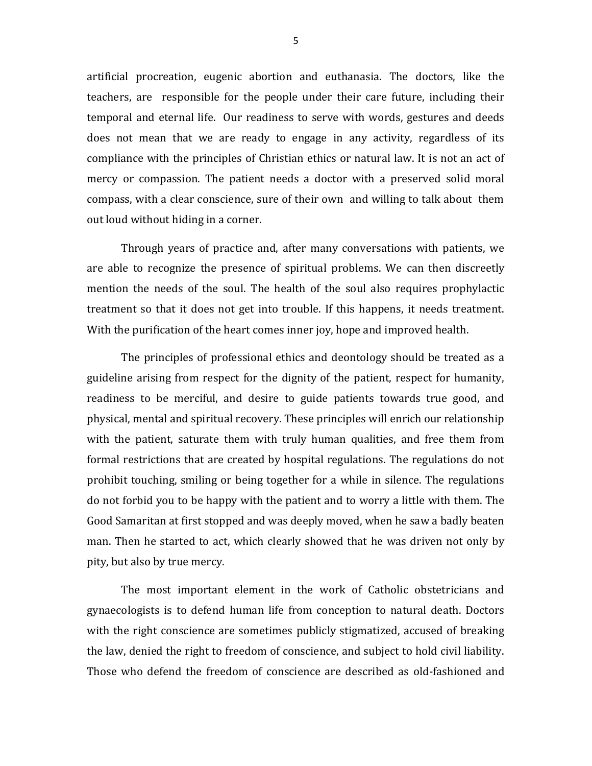artificial procreation, eugenic abortion and euthanasia. The doctors, like the teachers, are responsible for the people under their care future, including their temporal and eternal life. Our readiness to serve with words, gestures and deeds does not mean that we are ready to engage in any activity, regardless of its compliance with the principles of Christian ethics or natural law. It is not an act of mercy or compassion. The patient needs a doctor with a preserved solid moral compass, with a clear conscience, sure of their own and willing to talk about them out loud without hiding in a corner.

Through years of practice and, after many conversations with patients, we are able to recognize the presence of spiritual problems. We can then discreetly mention the needs of the soul. The health of the soul also requires prophylactic treatment so that it does not get into trouble. If this happens, it needs treatment. With the purification of the heart comes inner joy, hope and improved health.

The principles of professional ethics and deontology should be treated as a guideline arising from respect for the dignity of the patient, respect for humanity, readiness to be merciful, and desire to guide patients towards true good, and physical, mental and spiritual recovery. These principles will enrich our relationship with the patient, saturate them with truly human qualities, and free them from formal restrictions that are created by hospital regulations. The regulations do not prohibit touching, smiling or being together for a while in silence. The regulations do not forbid you to be happy with the patient and to worry a little with them. The Good Samaritan at first stopped and was deeply moved, when he saw a badly beaten man. Then he started to act, which clearly showed that he was driven not only by pity, but also by true mercy.

The most important element in the work of Catholic obstetricians and gynaecologists is to defend human life from conception to natural death. Doctors with the right conscience are sometimes publicly stigmatized, accused of breaking the law, denied the right to freedom of conscience, and subject to hold civil liability. Those who defend the freedom of conscience are described as old-fashioned and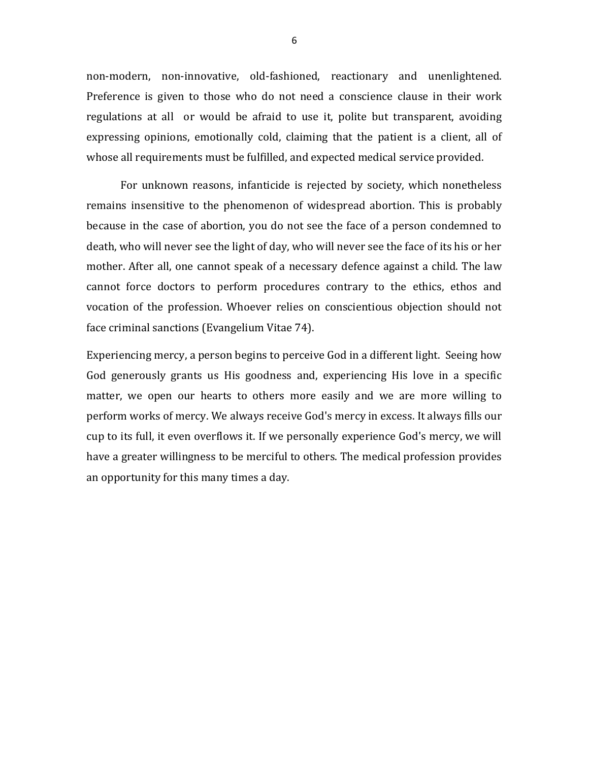non-modern, non-innovative, old-fashioned, reactionary and unenlightened. Preference is given to those who do not need a conscience clause in their work regulations at all or would be afraid to use it, polite but transparent, avoiding expressing opinions, emotionally cold, claiming that the patient is a client, all of whose all requirements must be fulfilled, and expected medical service provided.

For unknown reasons, infanticide is rejected by society, which nonetheless remains insensitive to the phenomenon of widespread abortion. This is probably because in the case of abortion, you do not see the face of a person condemned to death, who will never see the light of day, who will never see the face of its his or her mother. After all, one cannot speak of a necessary defence against a child. The law cannot force doctors to perform procedures contrary to the ethics, ethos and vocation of the profession. Whoever relies on conscientious objection should not face criminal sanctions (Evangelium Vitae 74).

Experiencing mercy, a person begins to perceive God in a different light. Seeing how God generously grants us His goodness and, experiencing His love in a specific matter, we open our hearts to others more easily and we are more willing to perform works of mercy. We always receive God's mercy in excess. It always fills our cup to its full, it even overflows it. If we personally experience God's mercy, we will have a greater willingness to be merciful to others. The medical profession provides an opportunity for this many times a day.